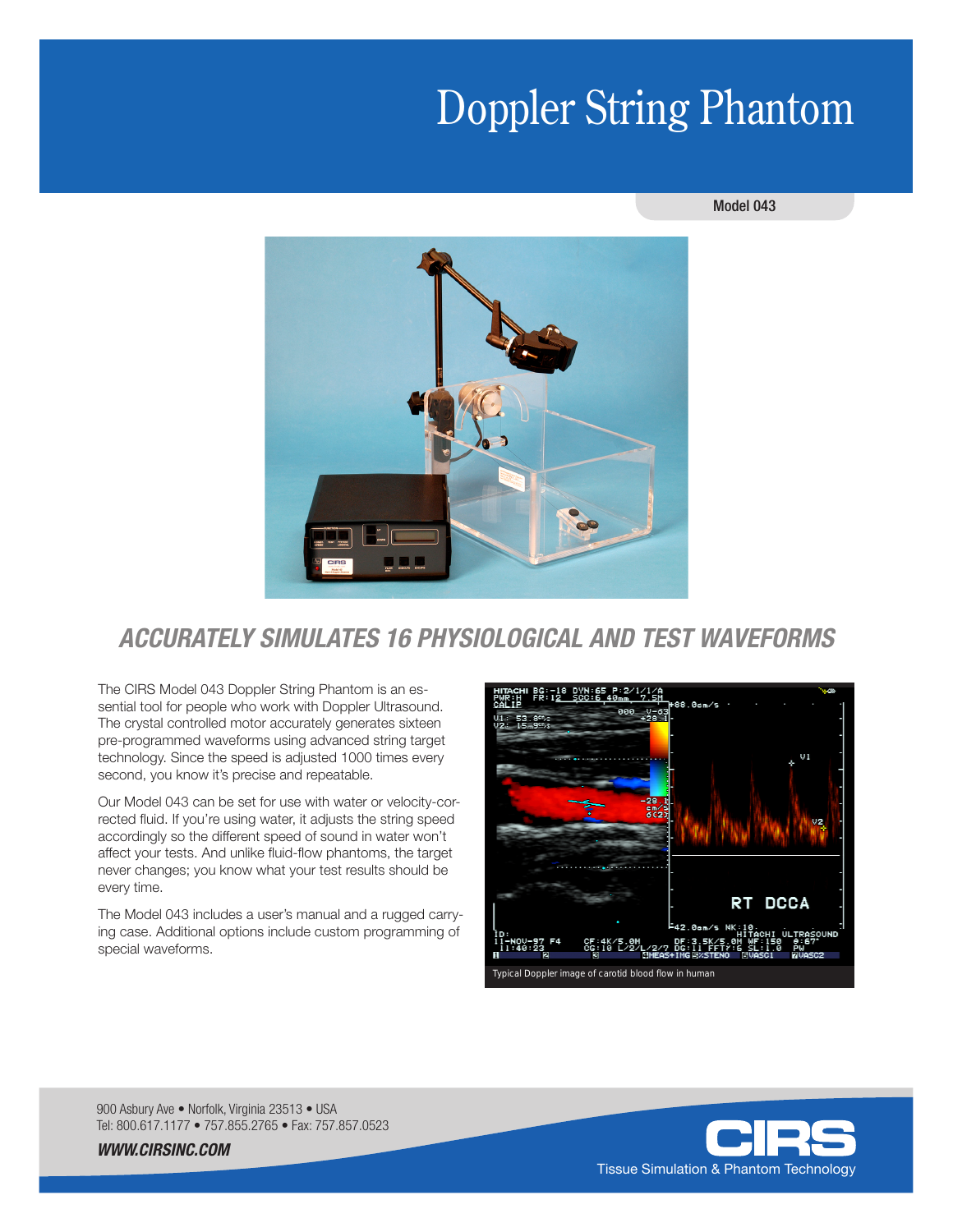# Doppler String Phantom

Model 043

## ACCURATELY SIMULATES 16 PHYSIOLOGICAL AND TEST WAVEFORMS

The CIRS Model 043 Doppler String Phantom is an essential tool for people who work with Doppler Ultrasound. The crystal controlled motor accurately generates sixteen pre-programmed waveforms using advanced string target technology. Since the speed is adjusted 1000 times every second, you know it's precise and repeatable.

Our Model 043 can be set for use with water or velocity-corrected fluid. If you're using water, it adjusts the string speed accordingly so the different speed of sound in water won't affect your tests. And unlike fluid-flow phantoms, the target never changes; you know what your test results should be every time.

The Model 043 includes a user's manual and a rugged carrying case. Additional options include custom programming of special waveforms.

Typical Doppler image of carotid blood flow in human

900 Asbury Ave • Norfolk, Virginia 23513 • USA
Tel: 800.617.1177 • 757.855.2765 • Fax: 757.857.0523

***WWW.CIRSINC.COM***

CIRS
Tissue Simulation & Phantom Technology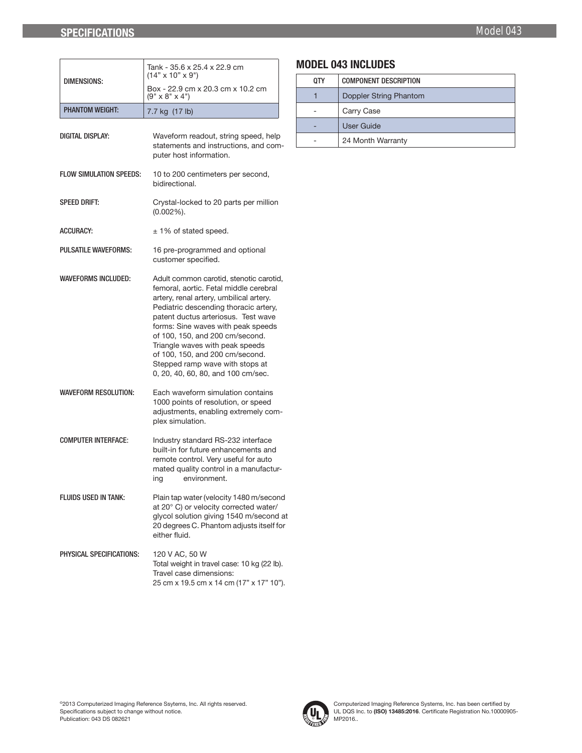## SPECIFICATIONS

| | |
|---|---|
| DIMENSIONS: | Tank - 35.6 x 25.4 x 22.9 cm (14" x 10" x 9")<br>Box - 22.9 cm x 20.3 cm x 10.2 cm (9" x 8" x 4") |
| PHANTOM WEIGHT: | 7.7 kg (17 lb) |

**DIGITAL DISPLAY:** Waveform readout, string speed, help statements and instructions, and computer host information.

**FLOW SIMULATION SPEEDS:** 10 to 200 centimeters per second, bidirectional.

**SPEED DRIFT:** Crystal-locked to 20 parts per million (0.002%).

**ACCURACY:** ± 1% of stated speed.

**PULSATILE WAVEFORMS:** 16 pre-programmed and optional customer specified.

**WAVEFORMS INCLUDED:** Adult common carotid, stenotic carotid, femoral, aortic. Fetal middle cerebral artery, renal artery, umbilical artery. Pediatric descending thoracic artery, patent ductus arteriosus. Test wave forms: Sine waves with peak speeds of 100, 150, and 200 cm/second. Triangle waves with peak speeds of 100, 150, and 200 cm/second. Stepped ramp wave with stops at 0, 20, 40, 60, 80, and 100 cm/sec.

**WAVEFORM RESOLUTION:** Each waveform simulation contains 1000 points of resolution, or speed adjustments, enabling extremely complex simulation.

**COMPUTER INTERFACE:** Industry standard RS-232 interface built-in for future enhancements and remote control. Very useful for automated quality control in a manufacturing environment.

**FLUIDS USED IN TANK:** Plain tap water (velocity 1480 m/second at 20° C) or velocity corrected water/glycol solution giving 1540 m/second at 20 degrees C. Phantom adjusts itself for either fluid.

**PHYSICAL SPECIFICATIONS:** 120 V AC, 50 W
Total weight in travel case: 10 kg (22 lb).
Travel case dimensions:
25 cm x 19.5 cm x 14 cm (17" x 17" 10").

## MODEL 043 INCLUDES

| QTY | COMPONENT DESCRIPTION |
|---|---|
| 1 | Doppler String Phantom |
| - | Carry Case |
| - | User Guide |
| - | 24 Month Warranty |

©2013 Computerized Imaging Reference Ssytems, Inc. All rights reserved.
Specifications subject to change without notice.
Publication: 043 DS 082621

Computerized Imaging Reference Systems, Inc. has been certified by UL DQS Inc. to **(ISO) 13485:2016**. Certificate Registration No.10000905-MP2016..